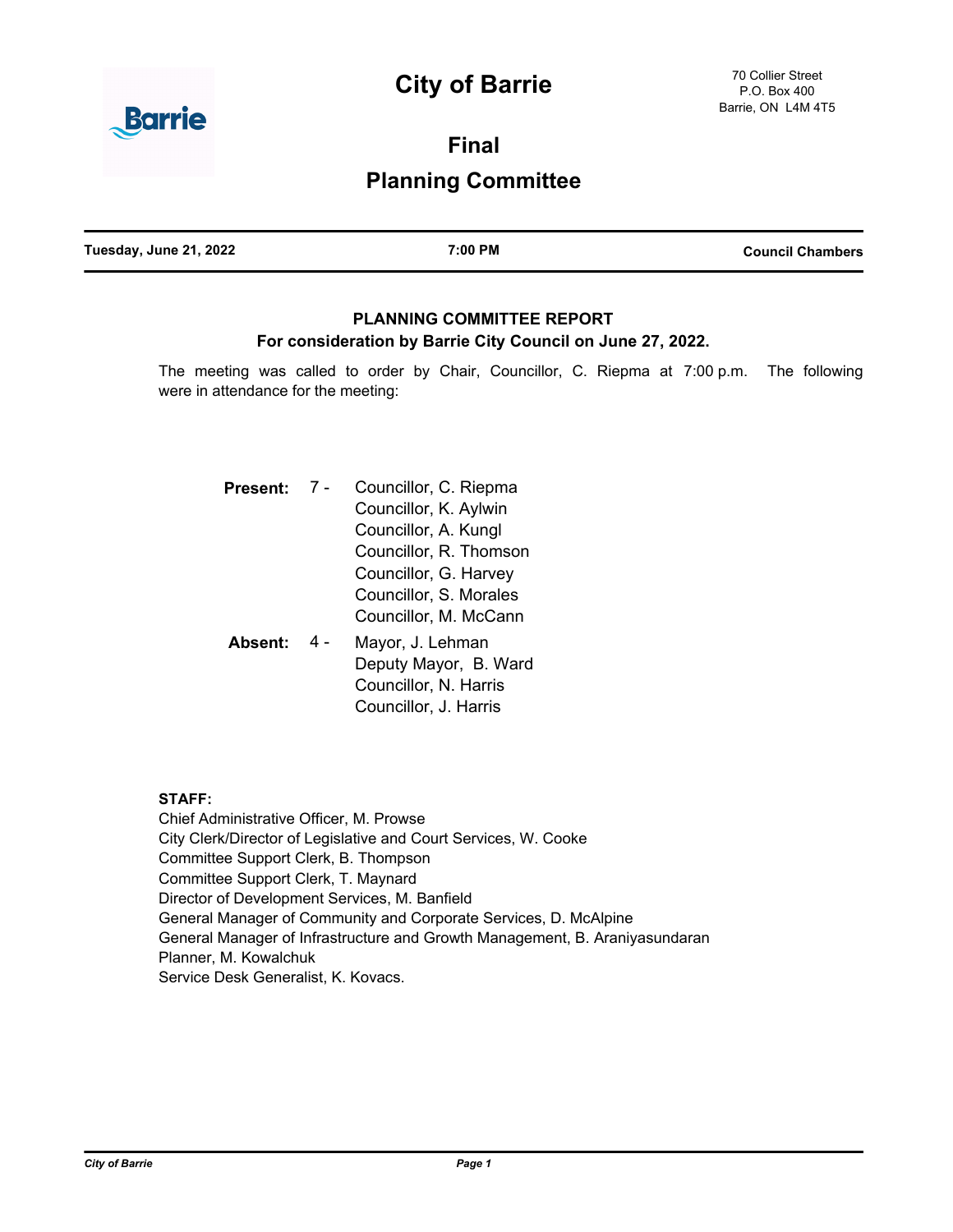# City of Barrie

70 Collier Street
P.O. Box 400
Barrie, ON L4M 4T5

## Final
## Planning Committee

**Tuesday, June 21, 2022** | **7:00 PM** | **Council Chambers**

### PLANNING COMMITTEE REPORT
### For consideration by Barrie City Council on June 27, 2022.

The meeting was called to order by Chair, Councillor, C. Riepma at 7:00 p.m. The following were in attendance for the meeting:

**Present:** 7 -
Councillor, C. Riepma
Councillor, K. Aylwin
Councillor, A. Kungl
Councillor, R. Thomson
Councillor, G. Harvey
Councillor, S. Morales
Councillor, M. McCann

**Absent:** 4 -
Mayor, J. Lehman
Deputy Mayor, B. Ward
Councillor, N. Harris
Councillor, J. Harris

**STAFF:**
Chief Administrative Officer, M. Prowse
City Clerk/Director of Legislative and Court Services, W. Cooke
Committee Support Clerk, B. Thompson
Committee Support Clerk, T. Maynard
Director of Development Services, M. Banfield
General Manager of Community and Corporate Services, D. McAlpine
General Manager of Infrastructure and Growth Management, B. Araniyasundaran
Planner, M. Kowalchuk
Service Desk Generalist, K. Kovacs.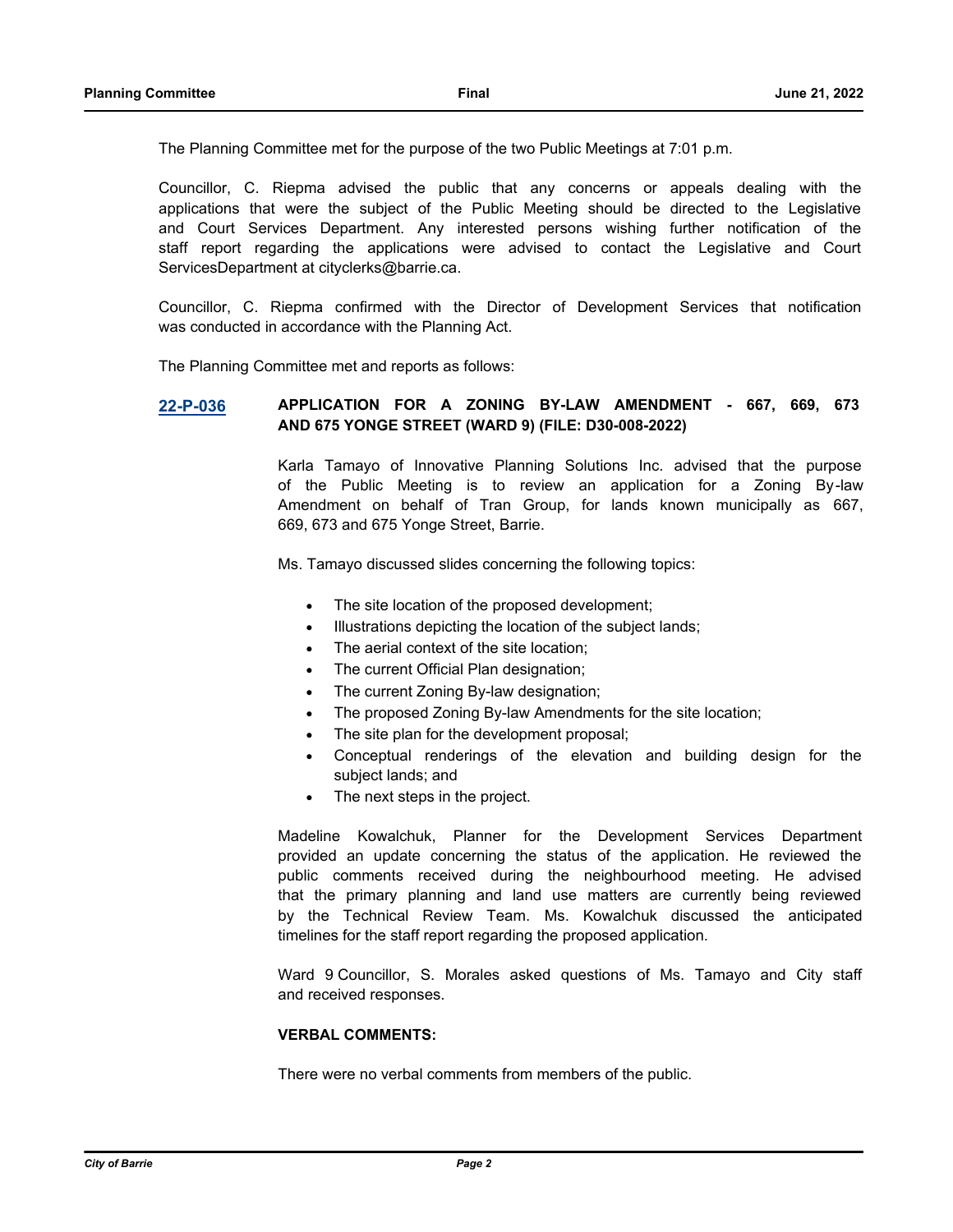The Planning Committee met for the purpose of the two Public Meetings at 7:01 p.m.

Councillor, C. Riepma advised the public that any concerns or appeals dealing with the applications that were the subject of the Public Meeting should be directed to the Legislative and Court Services Department. Any interested persons wishing further notification of the staff report regarding the applications were advised to contact the Legislative and Court ServicesDepartment at cityclerks@barrie.ca.

Councillor, C. Riepma confirmed with the Director of Development Services that notification was conducted in accordance with the Planning Act.

The Planning Committee met and reports as follows:

**22-P-036** **APPLICATION FOR A ZONING BY-LAW AMENDMENT - 667, 669, 673 AND 675 YONGE STREET (WARD 9) (FILE: D30-008-2022)**

Karla Tamayo of Innovative Planning Solutions Inc. advised that the purpose of the Public Meeting is to review an application for a Zoning By-law Amendment on behalf of Tran Group, for lands known municipally as 667, 669, 673 and 675 Yonge Street, Barrie.

Ms. Tamayo discussed slides concerning the following topics:

- The site location of the proposed development;
- Illustrations depicting the location of the subject lands;
- The aerial context of the site location;
- The current Official Plan designation;
- The current Zoning By-law designation;
- The proposed Zoning By-law Amendments for the site location;
- The site plan for the development proposal;
- Conceptual renderings of the elevation and building design for the subject lands; and
- The next steps in the project.

Madeline Kowalchuk, Planner for the Development Services Department provided an update concerning the status of the application. He reviewed the public comments received during the neighbourhood meeting. He advised that the primary planning and land use matters are currently being reviewed by the Technical Review Team. Ms. Kowalchuk discussed the anticipated timelines for the staff report regarding the proposed application.

Ward 9 Councillor, S. Morales asked questions of Ms. Tamayo and City staff and received responses.

**VERBAL COMMENTS:**

There were no verbal comments from members of the public.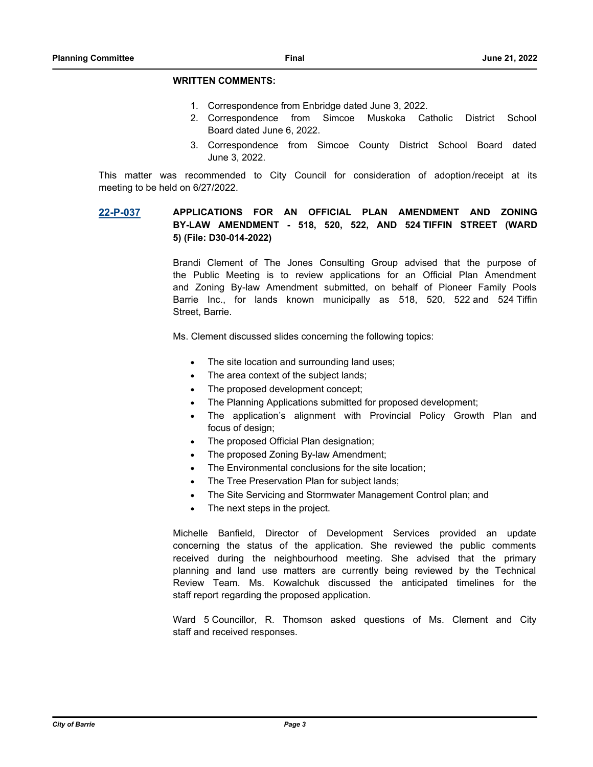**WRITTEN COMMENTS:**

1. Correspondence from Enbridge dated June 3, 2022.
2. Correspondence from Simcoe Muskoka Catholic District School Board dated June 6, 2022.
3. Correspondence from Simcoe County District School Board dated June 3, 2022.

This matter was recommended to City Council for consideration of adoption/receipt at its meeting to be held on 6/27/2022.

**22-P-037** **APPLICATIONS FOR AN OFFICIAL PLAN AMENDMENT AND ZONING BY-LAW AMENDMENT - 518, 520, 522, AND 524 TIFFIN STREET (WARD 5) (File: D30-014-2022)**

Brandi Clement of The Jones Consulting Group advised that the purpose of the Public Meeting is to review applications for an Official Plan Amendment and Zoning By-law Amendment submitted, on behalf of Pioneer Family Pools Barrie Inc., for lands known municipally as 518, 520, 522 and 524 Tiffin Street, Barrie.

Ms. Clement discussed slides concerning the following topics:

- The site location and surrounding land uses;
- The area context of the subject lands;
- The proposed development concept;
- The Planning Applications submitted for proposed development;
- The application's alignment with Provincial Policy Growth Plan and focus of design;
- The proposed Official Plan designation;
- The proposed Zoning By-law Amendment;
- The Environmental conclusions for the site location;
- The Tree Preservation Plan for subject lands;
- The Site Servicing and Stormwater Management Control plan; and
- The next steps in the project.

Michelle Banfield, Director of Development Services provided an update concerning the status of the application. She reviewed the public comments received during the neighbourhood meeting. She advised that the primary planning and land use matters are currently being reviewed by the Technical Review Team. Ms. Kowalchuk discussed the anticipated timelines for the staff report regarding the proposed application.

Ward 5 Councillor, R. Thomson asked questions of Ms. Clement and City staff and received responses.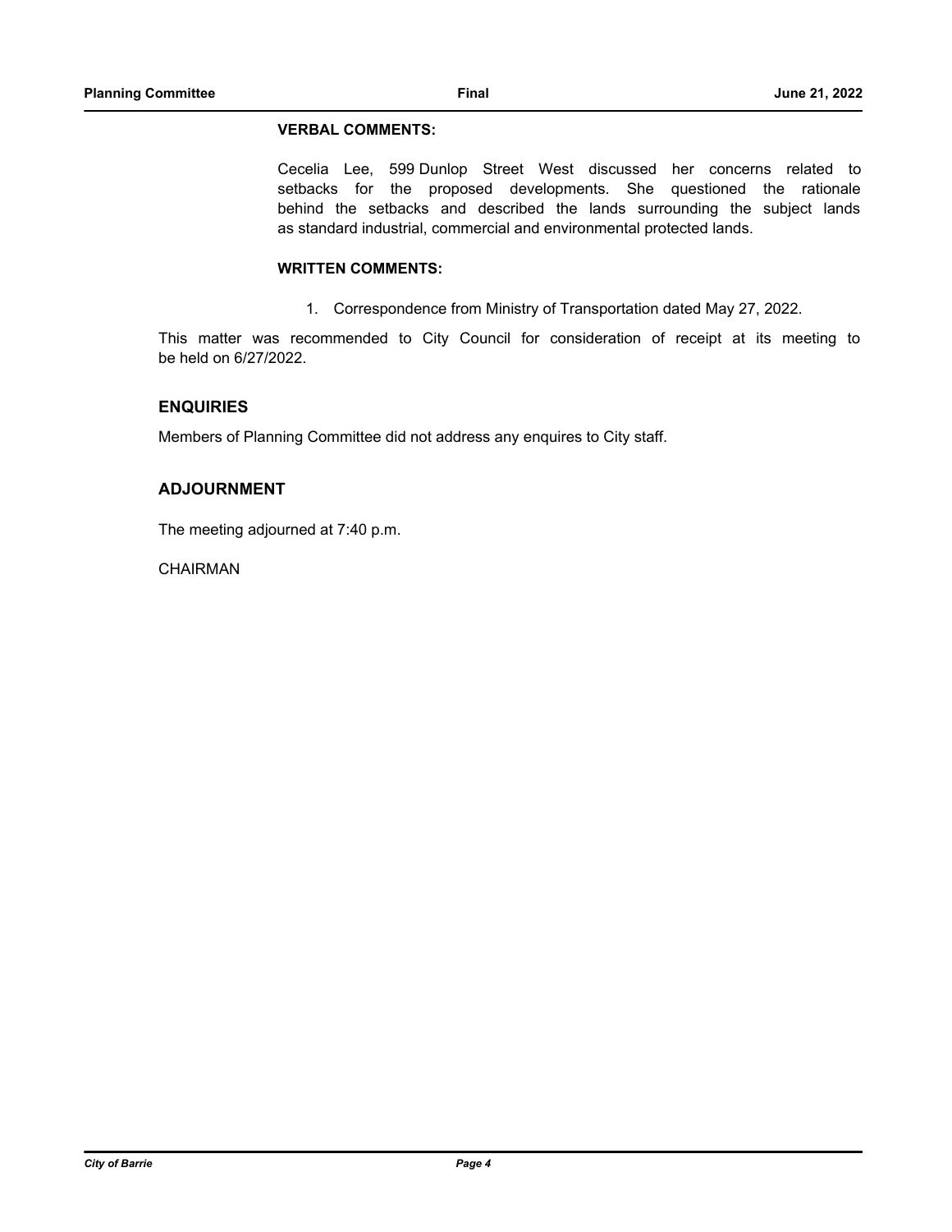**VERBAL COMMENTS:**

Cecelia Lee, 599 Dunlop Street West discussed her concerns related to setbacks for the proposed developments. She questioned the rationale behind the setbacks and described the lands surrounding the subject lands as standard industrial, commercial and environmental protected lands.

**WRITTEN COMMENTS:**

1. Correspondence from Ministry of Transportation dated May 27, 2022.

This matter was recommended to City Council for consideration of receipt at its meeting to be held on 6/27/2022.

## ENQUIRIES

Members of Planning Committee did not address any enquires to City staff.

## ADJOURNMENT

The meeting adjourned at 7:40 p.m.

CHAIRMAN